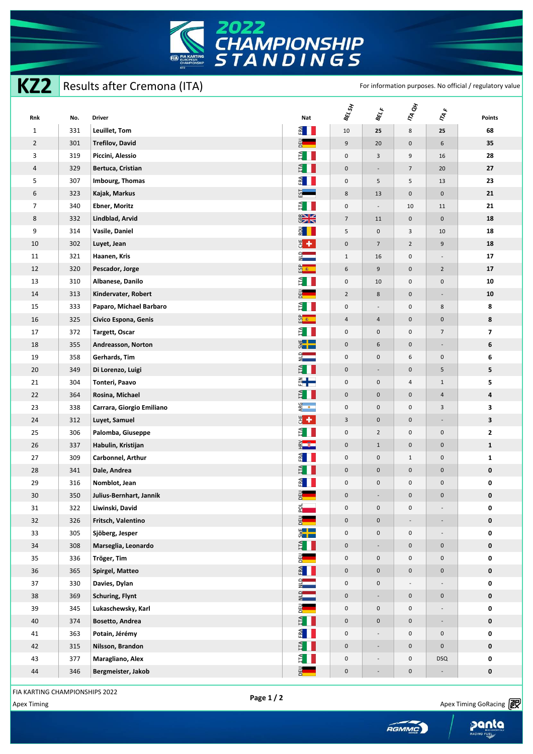# 2022 CHAMPIONSHIP STANDINGS

## KZ2 Results after Cremona (ITA)

For information purposes. No official / regulatory value

| Rnk | No. | Driver | Nat | BEL SH | BEL F | ITA QH | ITA F | Points |
|---|---|---|---|---|---|---|---|---|
| 1 | 331 | Leuillet, Tom | FRA | 10 | 25 | 8 | 25 | 68 |
| 2 | 301 | Trefilov, David | DEU | 9 | 20 | 0 | 6 | 35 |
| 3 | 319 | Piccini, Alessio | ITA | 0 | 3 | 9 | 16 | 28 |
| 4 | 329 | Bertuca, Cristian | ITA | 0 | - | 7 | 20 | 27 |
| 5 | 307 | Imbourg, Thomas | FRA | 0 | 5 | 5 | 13 | 23 |
| 6 | 323 | Kajak, Markus | EST | 8 | 13 | 0 | 0 | 21 |
| 7 | 340 | Ebner, Moritz | ITA | 0 | - | 10 | 11 | 21 |
| 8 | 332 | Lindblad, Arvid | GBR | 7 | 11 | 0 | 0 | 18 |
| 9 | 314 | Vasile, Daniel | ROU | 5 | 0 | 3 | 10 | 18 |
| 10 | 302 | Luyet, Jean | CHE | 0 | 7 | 2 | 9 | 18 |
| 11 | 321 | Haanen, Kris | NLD | 1 | 16 | 0 | - | 17 |
| 12 | 320 | Pescador, Jorge | ESP | 6 | 9 | 0 | 2 | 17 |
| 13 | 310 | Albanese, Danilo | ITA | 0 | 10 | 0 | 0 | 10 |
| 14 | 313 | Kindervater, Robert | DEU | 2 | 8 | 0 | - | 10 |
| 15 | 333 | Paparo, Michael Barbaro | ITA | 0 | - | 0 | 8 | 8 |
| 16 | 325 | Civico Espona, Genis | ESP | 4 | 4 | 0 | 0 | 8 |
| 17 | 372 | Targett, Oscar | ITA | 0 | 0 | 0 | 7 | 7 |
| 18 | 355 | Andreasson, Norton | SWE | 0 | 6 | 0 | - | 6 |
| 19 | 358 | Gerhards, Tim | NLD | 0 | 0 | 6 | 0 | 6 |
| 20 | 349 | Di Lorenzo, Luigi | ITA | 0 | - | 0 | 5 | 5 |
| 21 | 304 | Tonteri, Paavo | FIN | 0 | 0 | 4 | 1 | 5 |
| 22 | 364 | Rosina, Michael | ITA | 0 | 0 | 0 | 4 | 4 |
| 23 | 338 | Carrara, Giorgio Emiliano | ARG | 0 | 0 | 0 | 3 | 3 |
| 24 | 312 | Luyet, Samuel | CHE | 3 | 0 | 0 | - | 3 |
| 25 | 306 | Palomba, Giuseppe | ITA | 0 | 2 | 0 | 0 | 2 |
| 26 | 337 | Habulin, Kristijan | HRV | 0 | 1 | 0 | 0 | 1 |
| 27 | 309 | Carbonnel, Arthur | FRA | 0 | 0 | 1 | 0 | 1 |
| 28 | 341 | Dale, Andrea | ITA | 0 | 0 | 0 | 0 | 0 |
| 29 | 316 | Nomblot, Jean | FRA | 0 | 0 | 0 | 0 | 0 |
| 30 | 350 | Julius-Bernhart, Jannik | DEU | 0 | - | 0 | 0 | 0 |
| 31 | 322 | Liwinski, David | POL | 0 | 0 | 0 | - | 0 |
| 32 | 326 | Fritsch, Valentino | DEU | 0 | 0 | - | - | 0 |
| 33 | 305 | Sjöberg, Jesper | SWE | 0 | 0 | 0 | - | 0 |
| 34 | 308 | Marseglia, Leonardo | ITA | 0 | - | 0 | 0 | 0 |
| 35 | 336 | Tröger, Tim | DEU | 0 | 0 | 0 | 0 | 0 |
| 36 | 365 | Spirgel, Matteo | FRA | 0 | 0 | 0 | 0 | 0 |
| 37 | 330 | Davies, Dylan | NLD | 0 | 0 | - | - | 0 |
| 38 | 369 | Schuring, Flynt | NLD | 0 | - | 0 | 0 | 0 |
| 39 | 345 | Lukaschewsky, Karl | DEU | 0 | 0 | 0 | - | 0 |
| 40 | 374 | Bosetto, Andrea | ITA | 0 | 0 | 0 | - | 0 |
| 41 | 363 | Potain, Jérémy | FRA | 0 | - | 0 | 0 | 0 |
| 42 | 315 | Nilsson, Brandon | ITA | 0 | - | 0 | 0 | 0 |
| 43 | 377 | Maragliano, Alex | ITA | 0 | - | 0 | DSQ | 0 |
| 44 | 346 | Bergmeister, Jakob | DEU | 0 | - | 0 | - | 0 |

FIA KARTING CHAMPIONSHIPS 2022

Apex Timing

Apex Timing GoRacing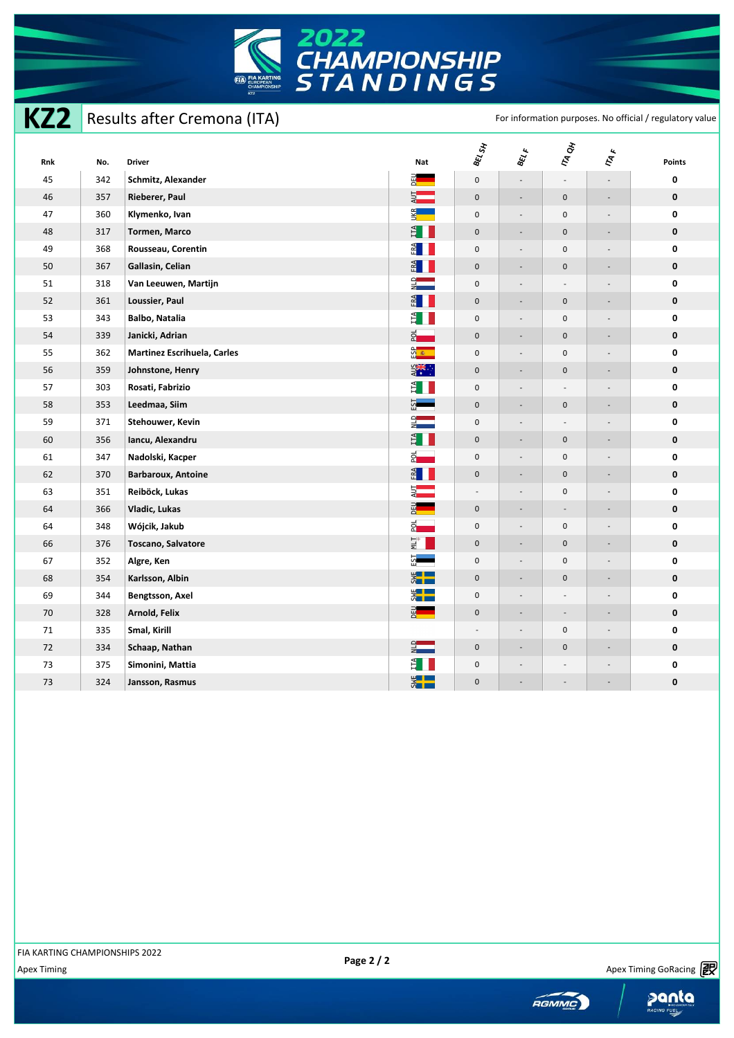# 2022 CHAMPIONSHIP STANDINGS

## KZ2 Results after Cremona (ITA)

For information purposes. No official / regulatory value

| Rnk | No. | Driver | Nat | BEL SH | BEL F | ITA QH | ITA F | Points |
|---|---|---|---|---|---|---|---|---|
| 45 | 342 | Schmitz, Alexander | DEU | 0 | - | - | - | **0** |
| 46 | 357 | Rieberer, Paul | AUT | 0 | - | 0 | - | **0** |
| 47 | 360 | Klymenko, Ivan | UKR | 0 | - | 0 | - | **0** |
| 48 | 317 | Tormen, Marco | ITA | 0 | - | 0 | - | **0** |
| 49 | 368 | Rousseau, Corentin | FRA | 0 | - | 0 | - | **0** |
| 50 | 367 | Gallasin, Celian | FRA | 0 | - | 0 | - | **0** |
| 51 | 318 | Van Leeuwen, Martijn | NLD | 0 | - | - | - | **0** |
| 52 | 361 | Loussier, Paul | FRA | 0 | - | 0 | - | **0** |
| 53 | 343 | Balbo, Natalia | ITA | 0 | - | 0 | - | **0** |
| 54 | 339 | Janicki, Adrian | POL | 0 | - | 0 | - | **0** |
| 55 | 362 | Martinez Escrihuela, Carles | ESP | 0 | - | 0 | - | **0** |
| 56 | 359 | Johnstone, Henry | AUS | 0 | - | 0 | - | **0** |
| 57 | 303 | Rosati, Fabrizio | ITA | 0 | - | - | - | **0** |
| 58 | 353 | Leedmaa, Siim | EST | 0 | - | 0 | - | **0** |
| 59 | 371 | Stehouwer, Kevin | NLD | 0 | - | - | - | **0** |
| 60 | 356 | Iancu, Alexandru | ITA | 0 | - | 0 | - | **0** |
| 61 | 347 | Nadolski, Kacper | POL | 0 | - | 0 | - | **0** |
| 62 | 370 | Barbaroux, Antoine | FRA | 0 | - | 0 | - | **0** |
| 63 | 351 | Reiböck, Lukas | AUT | - | - | 0 | - | **0** |
| 64 | 366 | Vladic, Lukas | DEU | 0 | - | - | - | **0** |
| 64 | 348 | Wójcik, Jakub | POL | 0 | - | 0 | - | **0** |
| 66 | 376 | Toscano, Salvatore | MLT | 0 | - | 0 | - | **0** |
| 67 | 352 | Algre, Ken | EST | 0 | - | 0 | - | **0** |
| 68 | 354 | Karlsson, Albin | SWE | 0 | - | 0 | - | **0** |
| 69 | 344 | Bengtsson, Axel | SWE | 0 | - | - | - | **0** |
| 70 | 328 | Arnold, Felix | DEU | 0 | - | - | - | **0** |
| 71 | 335 | Smal, Kirill | | - | - | 0 | - | **0** |
| 72 | 334 | Schaap, Nathan | NLD | 0 | - | 0 | - | **0** |
| 73 | 375 | Simonini, Mattia | ITA | 0 | - | - | - | **0** |
| 73 | 324 | Jansson, Rasmus | SWE | 0 | - | - | - | **0** |

FIA KARTING CHAMPIONSHIPS 2022

Apex Timing

Apex Timing GoRacing